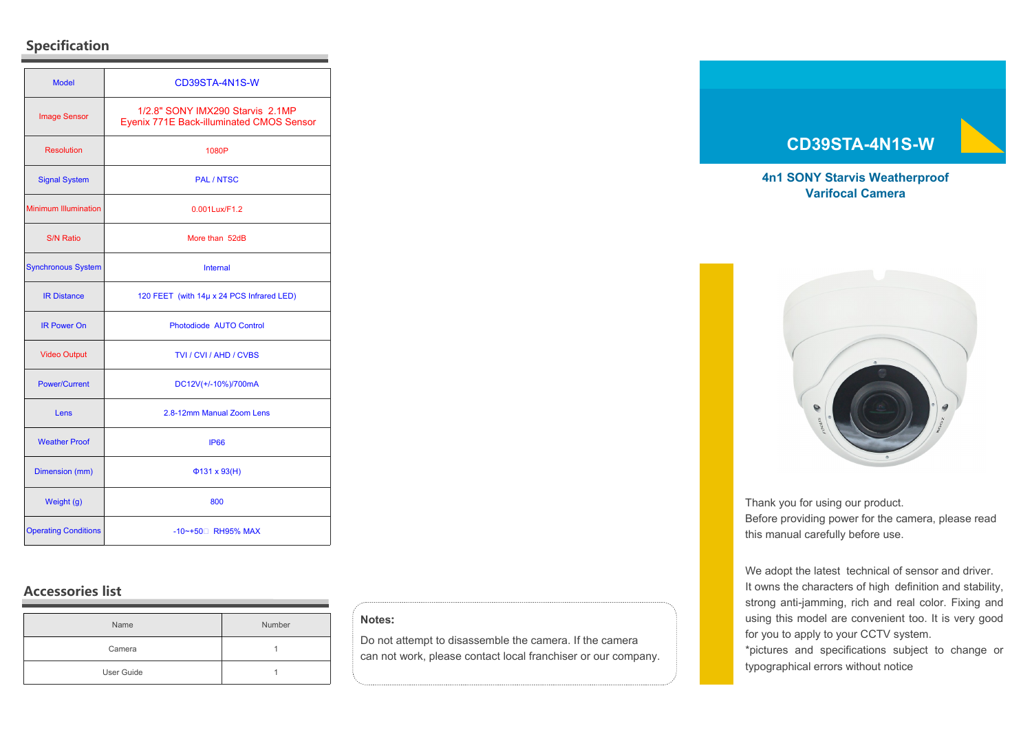## Specification

| Model | CD39STA-4N1S-W |
|---|---|
| Image Sensor | 1/2.8" SONY IMX290 Starvis 2.1MP Eyenix 771E Back-illuminated CMOS Sensor |
| Resolution | 1080P |
| Signal System | PAL / NTSC |
| Minimum Illumination | 0.001Lux/F1.2 |
| S/N Ratio | More than 52dB |
| Synchronous System | Internal |
| IR Distance | 120 FEET (with 14μ x 24 PCS Infrared LED) |
| IR Power On | Photodiode AUTO Control |
| Video Output | TVI / CVI / AHD / CVBS |
| Power/Current | DC12V(+/-10%)/700mA |
| Lens | 2.8-12mm Manual Zoom Lens |
| Weather Proof | IP66 |
| Dimension (mm) | Φ131 x 93(H) |
| Weight (g) | 800 |
| Operating Conditions | -10~+50□ RH95% MAX |

## Accessories list

| Name | Number |
|---|---|
| Camera | 1 |
| User Guide | 1 |

**Notes:**

Do not attempt to disassemble the camera. If the camera can not work, please contact local franchiser or our company.

# CD39STA-4N1S-W

**4n1 SONY Starvis Weatherproof Varifocal Camera**

Thank you for using our product.
Before providing power for the camera, please read this manual carefully before use.

We adopt the latest technical of sensor and driver. It owns the characters of high definition and stability, strong anti-jamming, rich and real color. Fixing and using this model are convenient too. It is very good for you to apply to your CCTV system.
*pictures and specifications subject to change or typographical errors without notice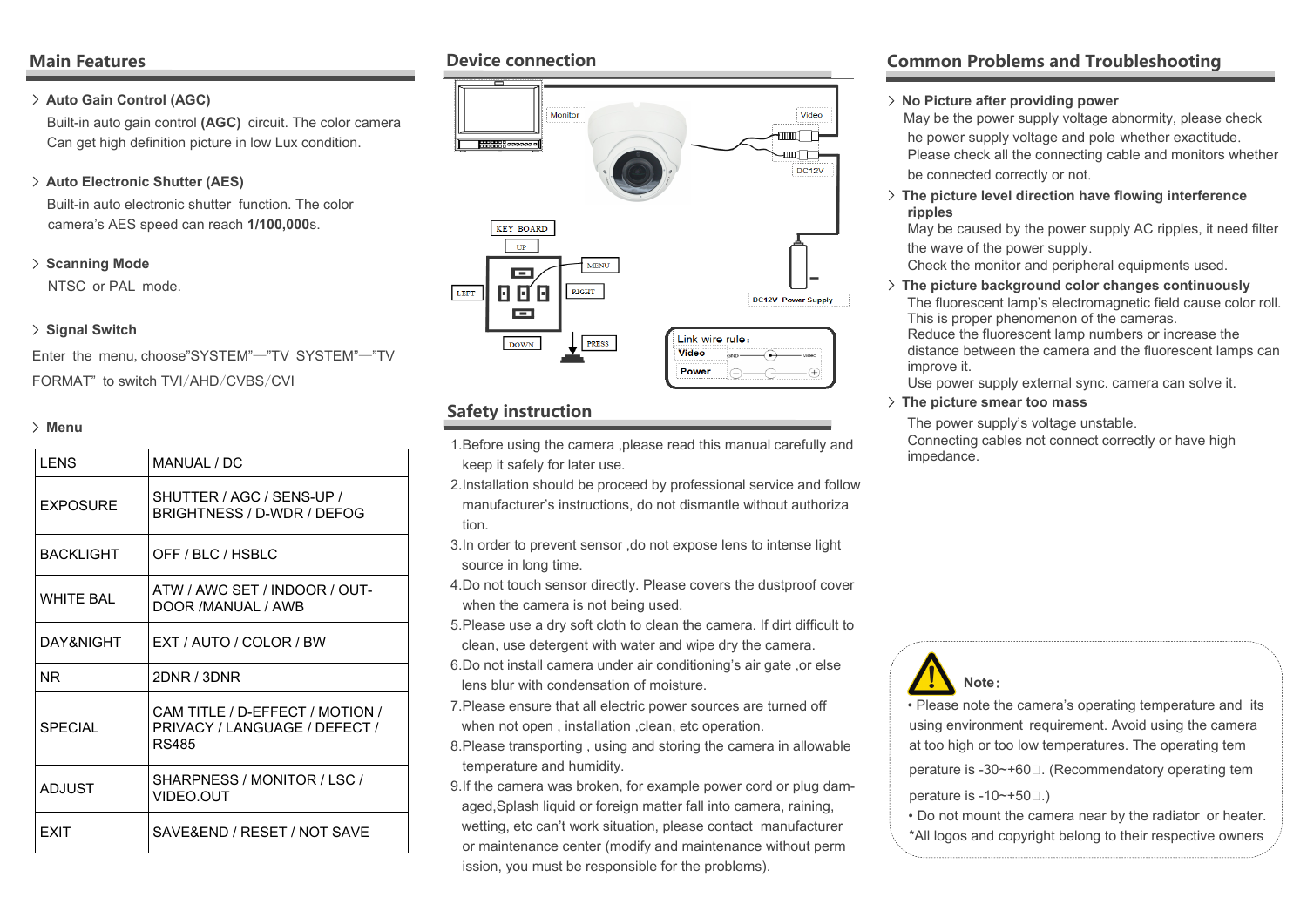## Main Features

### Auto Gain Control (AGC)

Built-in auto gain control **(AGC)** circuit. The color camera Can get high definition picture in low Lux condition.

### Auto Electronic Shutter (AES)

Built-in auto electronic shutter function. The color camera's AES speed can reach **1/100,000**s.

### Scanning Mode

NTSC or PAL mode.

### Signal Switch

Enter the menu, choose"SYSTEM"—"TV SYSTEM"—"TV FORMAT" to switch TVI/AHD/CVBS/CVI

### Menu

| | |
|---|---|
| LENS | MANUAL / DC |
| EXPOSURE | SHUTTER / AGC / SENS-UP / BRIGHTNESS / D-WDR / DEFOG |
| BACKLIGHT | OFF / BLC / HSBLC |
| WHITE BAL | ATW / AWC SET / INDOOR / OUT-DOOR /MANUAL / AWB |
| DAY&NIGHT | EXT / AUTO / COLOR / BW |
| NR | 2DNR / 3DNR |
| SPECIAL | CAM TITLE / D-EFFECT / MOTION / PRIVACY / LANGUAGE / DEFECT / RS485 |
| ADJUST | SHARPNESS / MONITOR / LSC / VIDEO.OUT |
| EXIT | SAVE&END / RESET / NOT SAVE |

## Device connection

Monitor
Video
DC12V
DC12V Power Supply
KEY BOARD
UP
MENU
LEFT
RIGHT
DOWN
PRESS
Link wire rule:
Video
Power

## Safety instruction

1.Before using the camera ,please read this manual carefully and keep it safely for later use.

2.Installation should be proceed by professional service and follow manufacturer's instructions, do not dismantle without authorization.

3.In order to prevent sensor ,do not expose lens to intense light source in long time.

4.Do not touch sensor directly. Please covers the dustproof cover when the camera is not being used.

5.Please use a dry soft cloth to clean the camera. If dirt difficult to clean, use detergent with water and wipe dry the camera.

6.Do not install camera under air conditioning's air gate ,or else lens blur with condensation of moisture.

7.Please ensure that all electric power sources are turned off when not open , installation ,clean, etc operation.

8.Please transporting , using and storing the camera in allowable temperature and humidity.

9.If the camera was broken, for example power cord or plug damaged,Splash liquid or foreign matter fall into camera, raining, wetting, etc can't work situation, please contact manufacturer or maintenance center (modify and maintenance without permission, you must be responsible for the problems).

## Common Problems and Troubleshooting

### No Picture after providing power

May be the power supply voltage abnormity, please check he power supply voltage and pole whether exactitude.
Please check all the connecting cable and monitors whether be connected correctly or not.

### The picture level direction have flowing interference ripples

May be caused by the power supply AC ripples, it need filter the wave of the power supply.
Check the monitor and peripheral equipments used.

### The picture background color changes continuously

The fluorescent lamp's electromagnetic field cause color roll. This is proper phenomenon of the cameras.
Reduce the fluorescent lamp numbers or increase the distance between the camera and the fluorescent lamps can improve it.
Use power supply external sync. camera can solve it.

### The picture smear too mass

The power supply's voltage unstable.
Connecting cables not connect correctly or have high impedance.

**Note:**

- Please note the camera's operating temperature and its using environment requirement. Avoid using the camera at too high or too low temperatures. The operating temperature is -30~+60℃. (Recommendatory operating temperature is -10~+50℃.)
- Do not mount the camera near by the radiator or heater.

*All logos and copyright belong to their respective owners